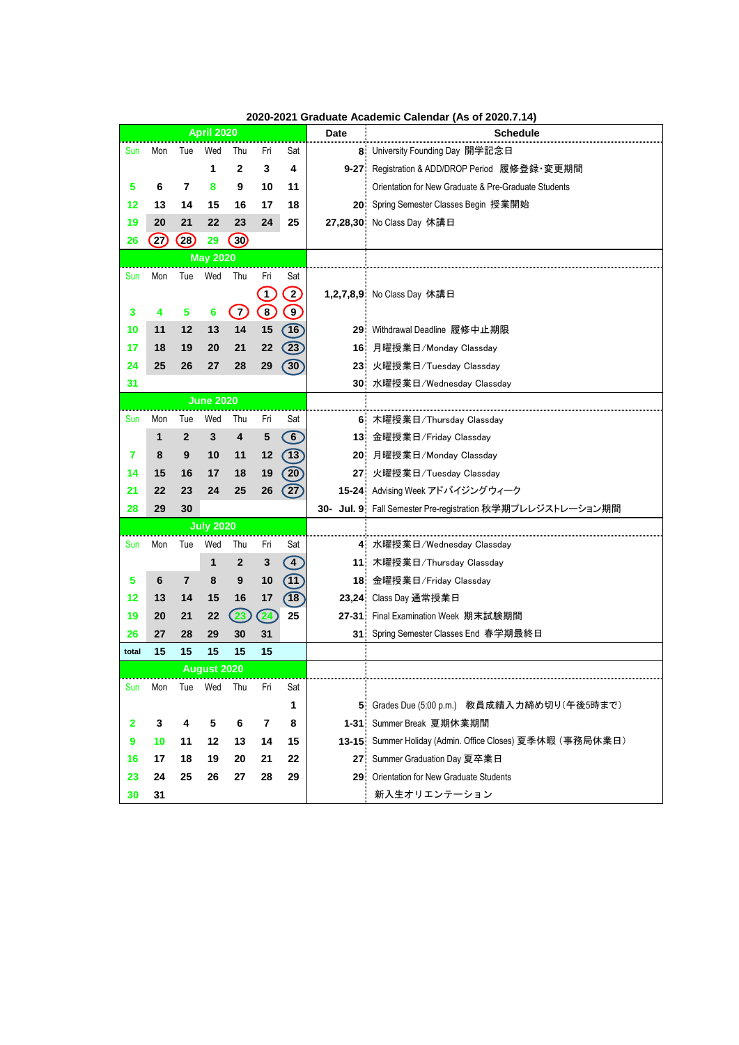# 2020-2021 Graduate Academic Calendar (As of 2020.7.14)

| April 2020 | | | | | | | Date | Schedule |
|---|---|---|---|---|---|---|---|---|
| Sun | Mon | Tue | Wed | Thu | Fri | Sat | 8 | University Founding Day 開学記念日 |
| | | | 1 | 2 | 3 | 4 | 9-27 | Registration & ADD/DROP Period 履修登録･変更期間 |
| 5 | 6 | 7 | 8 | 9 | 10 | 11 | | Orientation for New Graduate & Pre-Graduate Students |
| 12 | 13 | 14 | 15 | 16 | 17 | 18 | 20 | Spring Semester Classes Begin 授業開始 |
| 19 | 20 | 21 | 22 | 23 | 24 | 25 | 27,28,30 | No Class Day 休講日 |
| 26 | 27 | 28 | 29 | 30 | | | | |
| **May 2020** | | | | | | | | |
| Sun | Mon | Tue | Wed | Thu | Fri | Sat | | |
| | | | | | 1 | 2 | 1,2,7,8,9 | No Class Day 休講日 |
| 3 | 4 | 5 | 6 | 7 | 8 | 9 | | |
| 10 | 11 | 12 | 13 | 14 | 15 | 16 | 29 | Withdrawal Deadline 履修中止期限 |
| 17 | 18 | 19 | 20 | 21 | 22 | 23 | 16 | 月曜授業日/Monday Classday |
| 24 | 25 | 26 | 27 | 28 | 29 | 30 | 23 | 火曜授業日/Tuesday Classday |
| 31 | | | | | | | 30 | 水曜授業日/Wednesday Classday |
| **June 2020** | | | | | | | | |
| Sun | Mon | Tue | Wed | Thu | Fri | Sat | 6 | 木曜授業日/Thursday Classday |
| | 1 | 2 | 3 | 4 | 5 | 6 | 13 | 金曜授業日/Friday Classday |
| 7 | 8 | 9 | 10 | 11 | 12 | 13 | 20 | 月曜授業日/Monday Classday |
| 14 | 15 | 16 | 17 | 18 | 19 | 20 | 27 | 火曜授業日/Tuesday Classday |
| 21 | 22 | 23 | 24 | 25 | 26 | 27 | 15-24 | Advising Week アドバイジングウィーク |
| 28 | 29 | 30 | | | | | 30- Jul. 9 | Fall Semester Pre-registration 秋学期プレレジストレーション期間 |
| **July 2020** | | | | | | | | |
| Sun | Mon | Tue | Wed | Thu | Fri | Sat | 4 | 水曜授業日/Wednesday Classday |
| | | | 1 | 2 | 3 | 4 | 11 | 木曜授業日/Thursday Classday |
| 5 | 6 | 7 | 8 | 9 | 10 | 11 | 18 | 金曜授業日/Friday Classday |
| 12 | 13 | 14 | 15 | 16 | 17 | 18 | 23,24 | Class Day 通常授業日 |
| 19 | 20 | 21 | 22 | 23 | 24 | 25 | 27-31 | Final Examination Week 期末試験期間 |
| 26 | 27 | 28 | 29 | 30 | 31 | | 31 | Spring Semester Classes End 春学期最終日 |
| total | 15 | 15 | 15 | 15 | 15 | | | |
| **August 2020** | | | | | | | | |
| Sun | Mon | Tue | Wed | Thu | Fri | Sat | | |
| | | | | | | 1 | 5 | Grades Due (5:00 p.m.) 教員成績入力締め切り(午後5時まで) |
| 2 | 3 | 4 | 5 | 6 | 7 | 8 | 1-31 | Summer Break 夏期休業期間 |
| 9 | 10 | 11 | 12 | 13 | 14 | 15 | 13-15 | Summer Holiday (Admin. Office Closes) 夏季休暇（事務局休業日） |
| 16 | 17 | 18 | 19 | 20 | 21 | 22 | 27 | Summer Graduation Day 夏卒業日 |
| 23 | 24 | 25 | 26 | 27 | 28 | 29 | 29 | Orientation for New Graduate Students |
| 30 | 31 | | | | | | | 新入生オリエンテーション |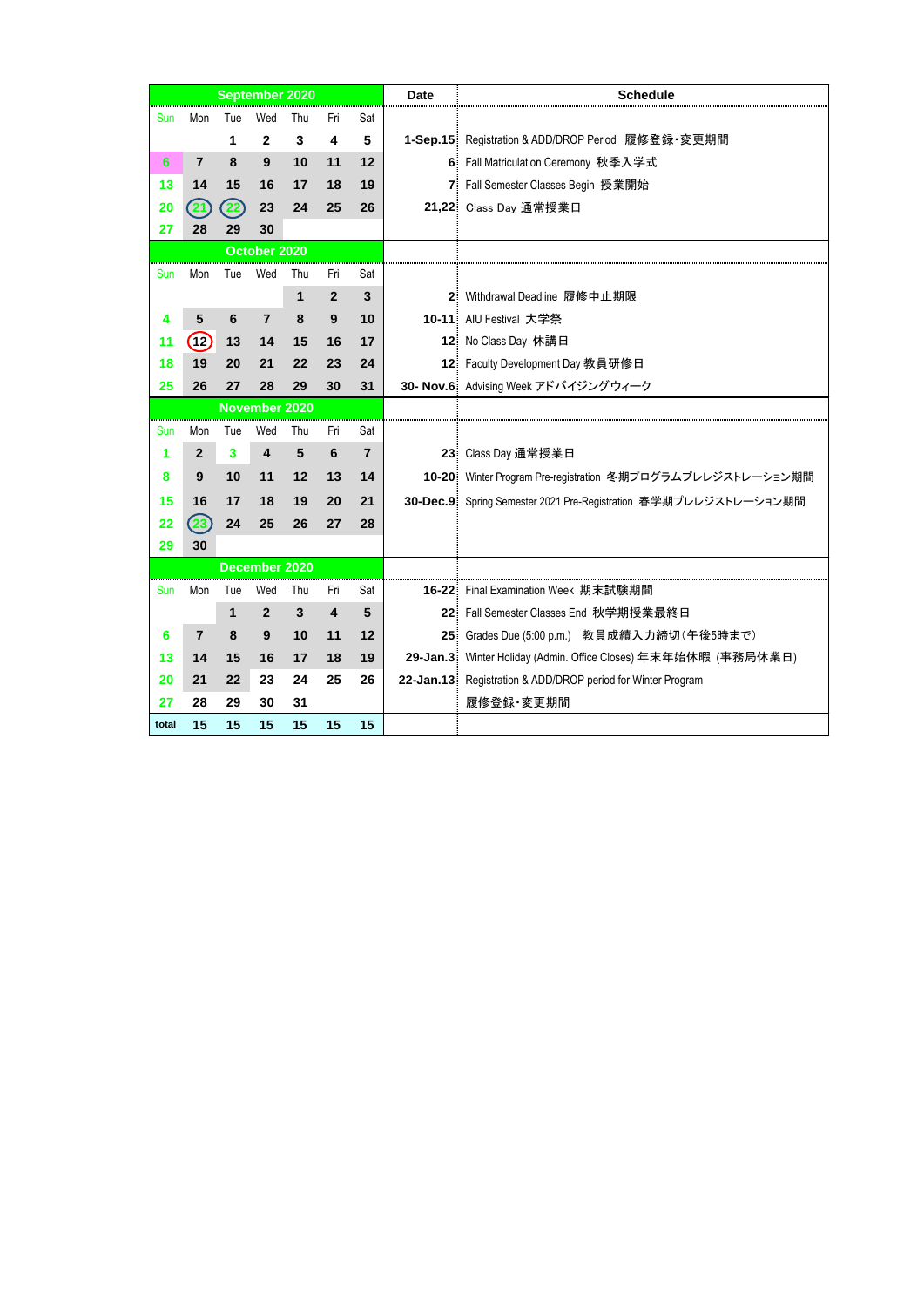## September 2020

| Sun | Mon | Tue | Wed | Thu | Fri | Sat |
|---|---|---|---|---|---|---|
| | | 1 | 2 | 3 | 4 | 5 |
| 6 | 7 | 8 | 9 | 10 | 11 | 12 |
| 13 | 14 | 15 | 16 | 17 | 18 | 19 |
| 20 | 21 | 22 | 23 | 24 | 25 | 26 |
| 27 | 28 | 29 | 30 | | | |

| Date | Schedule |
|---|---|
| 1-Sep.15 | Registration & ADD/DROP Period 履修登録･変更期間 |
| 6 | Fall Matriculation Ceremony 秋季入学式 |
| 7 | Fall Semester Classes Begin 授業開始 |
| 21,22 | Class Day 通常授業日 |

## October 2020

| Sun | Mon | Tue | Wed | Thu | Fri | Sat |
|---|---|---|---|---|---|---|
| | | | | 1 | 2 | 3 |
| 4 | 5 | 6 | 7 | 8 | 9 | 10 |
| 11 | 12 | 13 | 14 | 15 | 16 | 17 |
| 18 | 19 | 20 | 21 | 22 | 23 | 24 |
| 25 | 26 | 27 | 28 | 29 | 30 | 31 |

| Date | Schedule |
|---|---|
| 2 | Withdrawal Deadline 履修中止期限 |
| 10-11 | AIU Festival 大学祭 |
| 12 | No Class Day 休講日 |
| 12 | Faculty Development Day 教員研修日 |
| 30- Nov.6 | Advising Week アドバイジングウィーク |

## November 2020

| Sun | Mon | Tue | Wed | Thu | Fri | Sat |
|---|---|---|---|---|---|---|
| 1 | 2 | 3 | 4 | 5 | 6 | 7 |
| 8 | 9 | 10 | 11 | 12 | 13 | 14 |
| 15 | 16 | 17 | 18 | 19 | 20 | 21 |
| 22 | 23 | 24 | 25 | 26 | 27 | 28 |
| 29 | 30 | | | | | |

| Date | Schedule |
|---|---|
| 23 | Class Day 通常授業日 |
| 10-20 | Winter Program Pre-registration 冬期プログラムプレレジストレーション期間 |
| 30-Dec.9 | Spring Semester 2021 Pre-Registration 春学期プレレジストレーション期間 |

## December 2020

| Sun | Mon | Tue | Wed | Thu | Fri | Sat |
|---|---|---|---|---|---|---|
| | | 1 | 2 | 3 | 4 | 5 |
| 6 | 7 | 8 | 9 | 10 | 11 | 12 |
| 13 | 14 | 15 | 16 | 17 | 18 | 19 |
| 20 | 21 | 22 | 23 | 24 | 25 | 26 |
| 27 | 28 | 29 | 30 | 31 | | |
| total | 15 | 15 | 15 | 15 | 15 | 15 |

| Date | Schedule |
|---|---|
| 16-22 | Final Examination Week 期末試験期間 |
| 22 | Fall Semester Classes End 秋学期授業最終日 |
| 25 | Grades Due (5:00 p.m.) 教員成績入力締切(午後5時まで) |
| 29-Jan.3 | Winter Holiday (Admin. Office Closes) 年末年始休暇 (事務局休業日) |
| 22-Jan.13 | Registration & ADD/DROP period for Winter Program 履修登録･変更期間 |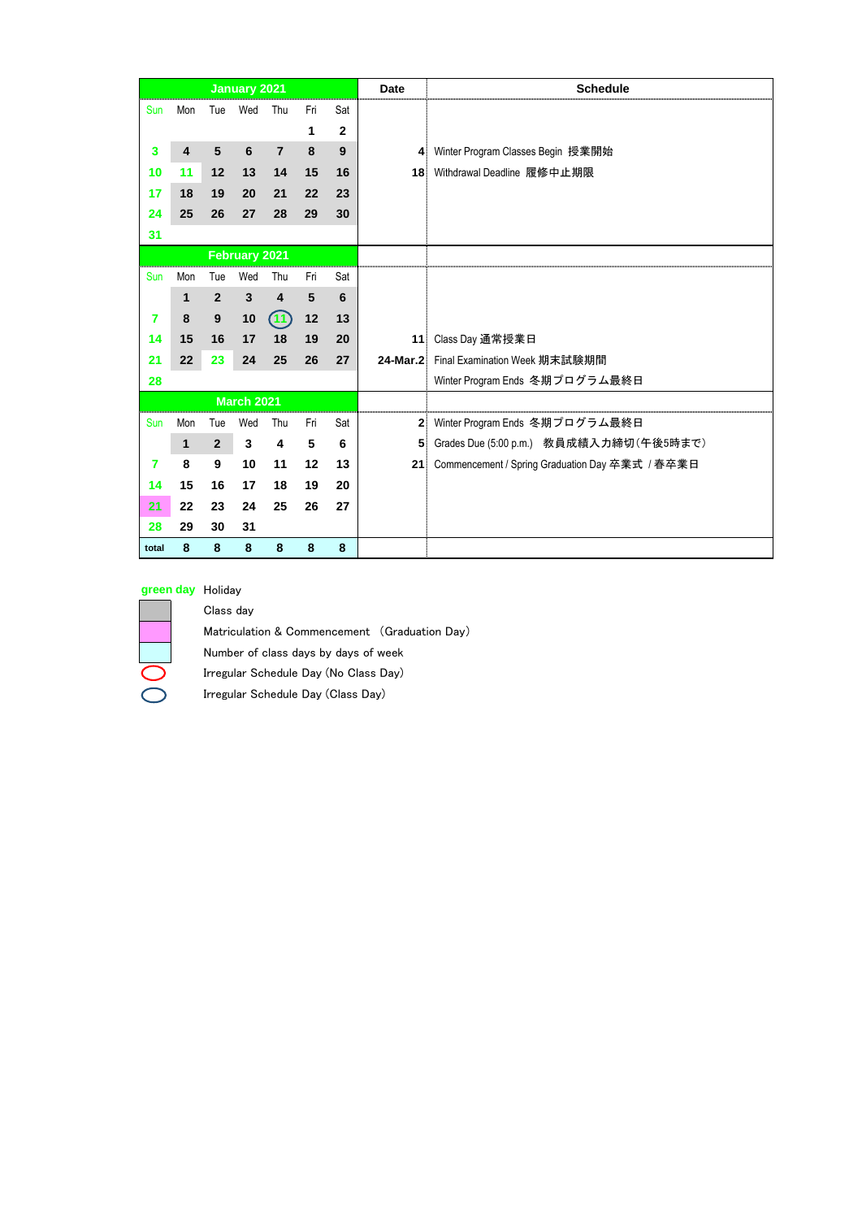| January 2021 | | | | | | | Date | Schedule |
|---|---|---|---|---|---|---|---|---|
| Sun | Mon | Tue | Wed | Thu | Fri | Sat | | |
| | | | | | 1 | 2 | | |
| 3 | 4 | 5 | 6 | 7 | 8 | 9 | 4 | Winter Program Classes Begin 授業開始 |
| 10 | 11 | 12 | 13 | 14 | 15 | 16 | 18 | Withdrawal Deadline 履修中止期限 |
| 17 | 18 | 19 | 20 | 21 | 22 | 23 | | |
| 24 | 25 | 26 | 27 | 28 | 29 | 30 | | |
| 31 | | | | | | | | |
| **February 2021** | | | | | | | | |
| Sun | Mon | Tue | Wed | Thu | Fri | Sat | | |
| | 1 | 2 | 3 | 4 | 5 | 6 | | |
| 7 | 8 | 9 | 10 | 11 | 12 | 13 | | |
| 14 | 15 | 16 | 17 | 18 | 19 | 20 | 11 | Class Day 通常授業日 |
| 21 | 22 | 23 | 24 | 25 | 26 | 27 | 24-Mar.2 | Final Examination Week 期末試験期間 |
| 28 | | | | | | | | Winter Program Ends 冬期プログラム最終日 |
| **March 2021** | | | | | | | | |
| Sun | Mon | Tue | Wed | Thu | Fri | Sat | 2 | Winter Program Ends 冬期プログラム最終日 |
| | 1 | 2 | 3 | 4 | 5 | 6 | 5 | Grades Due (5:00 p.m.) 教員成績入力締切(午後5時まで) |
| 7 | 8 | 9 | 10 | 11 | 12 | 13 | 21 | Commencement / Spring Graduation Day 卒業式 / 春卒業日 |
| 14 | 15 | 16 | 17 | 18 | 19 | 20 | | |
| 21 | 22 | 23 | 24 | 25 | 26 | 27 | | |
| 28 | 29 | 30 | 31 | | | | | |
| total | 8 | 8 | 8 | 8 | 8 | 8 | | |

green day Holiday

Class day

Matriculation & Commencement (Graduation Day)

Number of class days by days of week

Irregular Schedule Day (No Class Day)

Irregular Schedule Day (Class Day)